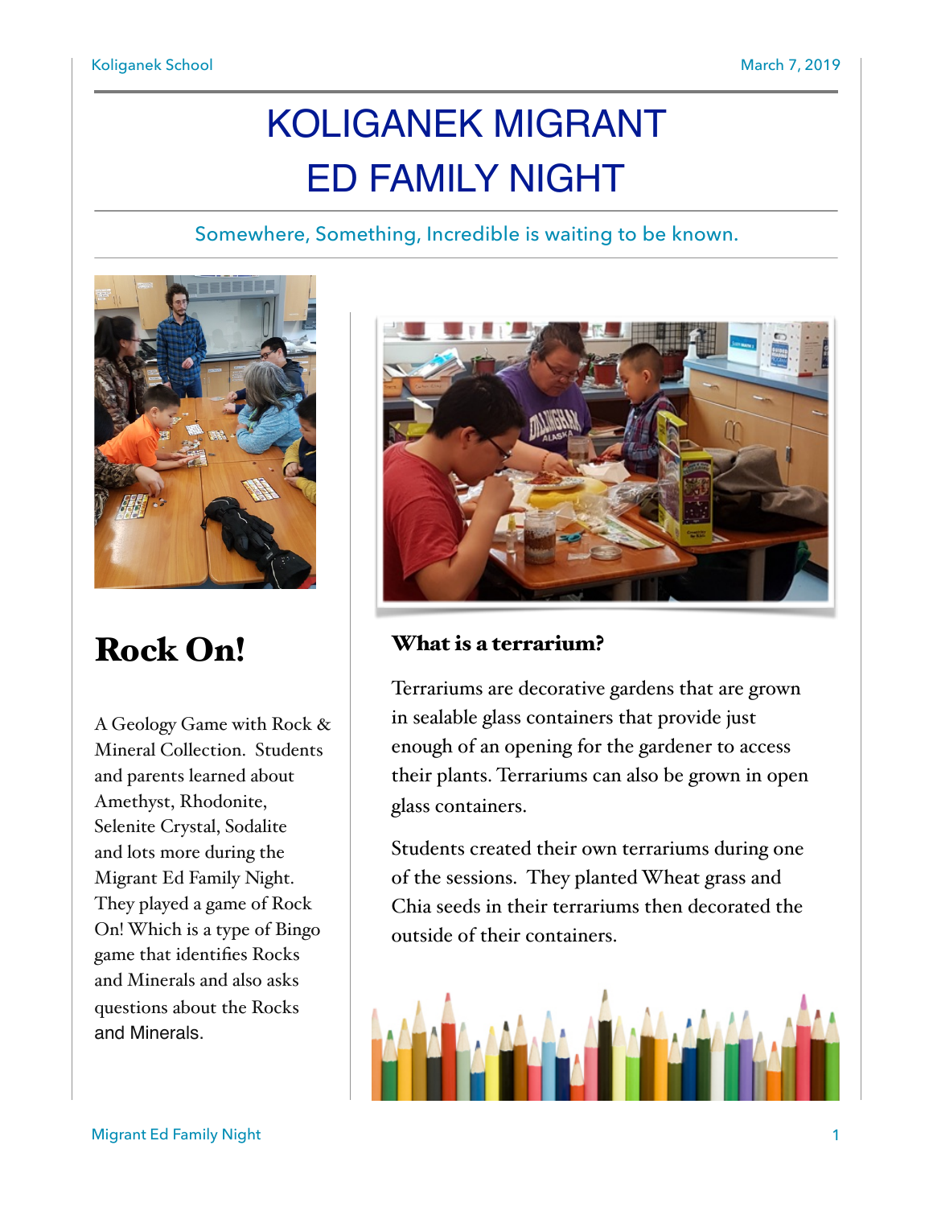# KOLIGANEK MIGRANT ED FAMILY NIGHT

Somewhere, Something, Incredible is waiting to be known.

## Rock On!

A Geology Game with Rock & Mineral Collection. Students and parents learned about Amethyst, Rhodonite, Selenite Crystal, Sodalite and lots more during the Migrant Ed Family Night. They played a game of Rock On! Which is a type of Bingo game that identifies Rocks and Minerals and also asks questions about the Rocks and Minerals.

### What is a terrarium?

Terrariums are decorative gardens that are grown in sealable glass containers that provide just enough of an opening for the gardener to access their plants. Terrariums can also be grown in open glass containers.

Students created their own terrariums during one of the sessions. They planted Wheat grass and Chia seeds in their terrariums then decorated the outside of their containers.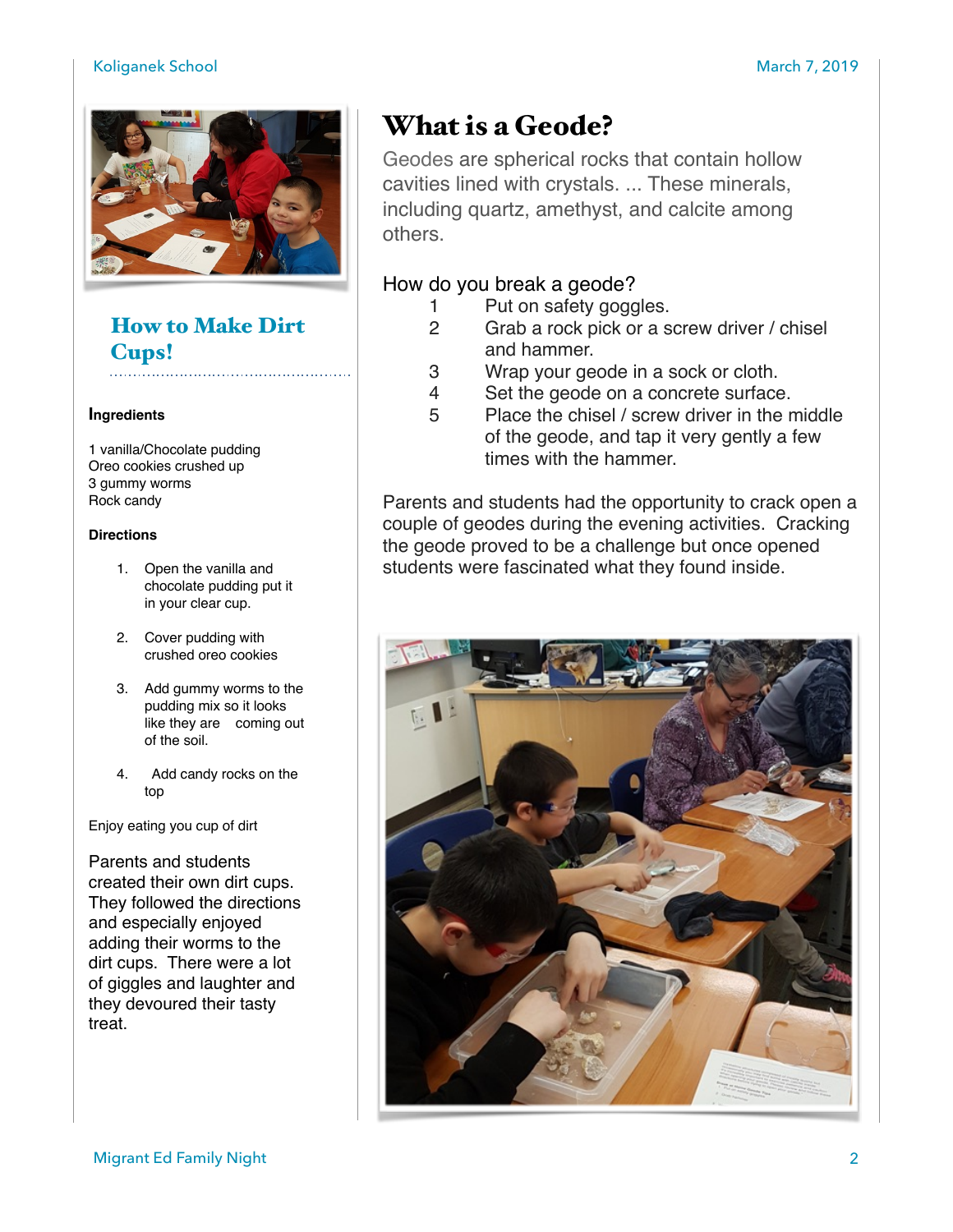## How to Make Dirt Cups!

**Ingredients**

1 vanilla/Chocolate pudding
Oreo cookies crushed up
3 gummy worms
Rock candy

**Directions**

1. Open the vanilla and chocolate pudding put it in your clear cup.
2. Cover pudding with crushed oreo cookies
3. Add gummy worms to the pudding mix so it looks like they are coming out of the soil.
4. Add candy rocks on the top

Enjoy eating you cup of dirt

Parents and students created their own dirt cups. They followed the directions and especially enjoyed adding their worms to the dirt cups. There were a lot of giggles and laughter and they devoured their tasty treat.

# What is a Geode?

Geodes are spherical rocks that contain hollow cavities lined with crystals. ... These minerals, including quartz, amethyst, and calcite among others.

How do you break a geode?

1. Put on safety goggles.
2. Grab a rock pick or a screw driver / chisel and hammer.
3. Wrap your geode in a sock or cloth.
4. Set the geode on a concrete surface.
5. Place the chisel / screw driver in the middle of the geode, and tap it very gently a few times with the hammer.

Parents and students had the opportunity to crack open a couple of geodes during the evening activities. Cracking the geode proved to be a challenge but once opened students were fascinated what they found inside.